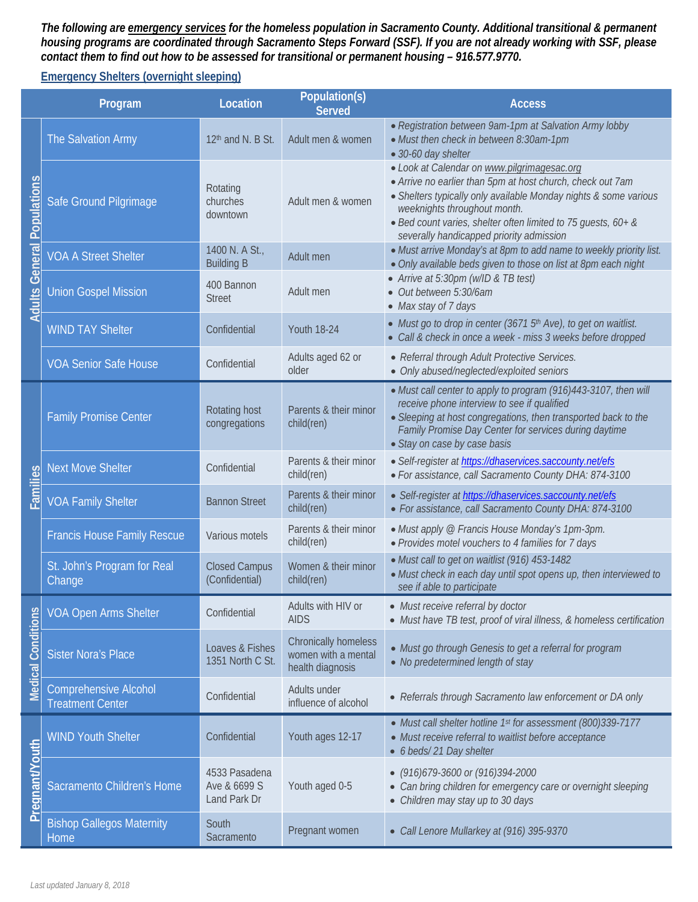***The following are <u>emergency services</u> for the homeless population in Sacramento County. Additional transitional & permanent housing programs are coordinated through Sacramento Steps Forward (SSF). If you are not already working with SSF, please contact them to find out how to be assessed for transitional or permanent housing – 916.577.9770.***

## Emergency Shelters (overnight sleeping)

| | Program | Location | Population(s) Served | Access |
|---|---|---|---|---|
| Adults General Populations | The Salvation Army | 12th and N. B St. | Adult men & women | • *Registration between 9am-1pm at Salvation Army lobby*<br>• *Must then check in between 8:30am-1pm*<br>• *30-60 day shelter* |
| | Safe Ground Pilgrimage | Rotating churches downtown | Adult men & women | • *Look at Calendar on www.pilgrimagesac.org*<br>• *Arrive no earlier than 5pm at host church, check out 7am*<br>• *Shelters typically only available Monday nights & some various weeknights throughout month.*<br>• *Bed count varies, shelter often limited to 75 guests, 60+ & severally handicapped priority admission* |
| | VOA A Street Shelter | 1400 N. A St., Building B | Adult men | • *Must arrive Monday's at 8pm to add name to weekly priority list.*<br>• *Only available beds given to those on list at 8pm each night* |
| | Union Gospel Mission | 400 Bannon Street | Adult men | • *Arrive at 5:30pm (w/ID & TB test)*<br>• *Out between 5:30/6am*<br>• *Max stay of 7 days* |
| | WIND TAY Shelter | Confidential | Youth 18-24 | • *Must go to drop in center (3671 5th Ave), to get on waitlist.*<br>• *Call & check in once a week - miss 3 weeks before dropped* |
| | VOA Senior Safe House | Confidential | Adults aged 62 or older | • *Referral through Adult Protective Services.*<br>• *Only abused/neglected/exploited seniors* |
| Families | Family Promise Center | Rotating host congregations | Parents & their minor child(ren) | • *Must call center to apply to program (916)443-3107, then will receive phone interview to see if qualified*<br>• *Sleeping at host congregations, then transported back to the Family Promise Day Center for services during daytime*<br>• *Stay on case by case basis* |
| | Next Move Shelter | Confidential | Parents & their minor child(ren) | • *Self-register at https://dhaservices.saccounty.net/efs*<br>• *For assistance, call Sacramento County DHA: 874-3100* |
| | VOA Family Shelter | Bannon Street | Parents & their minor child(ren) | • *Self-register at https://dhaservices.saccounty.net/efs*<br>• *For assistance, call Sacramento County DHA: 874-3100* |
| | Francis House Family Rescue | Various motels | Parents & their minor child(ren) | • *Must apply @ Francis House Monday's 1pm-3pm.*<br>• *Provides motel vouchers to 4 families for 7 days* |
| | St. John's Program for Real Change | Closed Campus (Confidential) | Women & their minor child(ren) | • *Must call to get on waitlist (916) 453-1482*<br>• *Must check in each day until spot opens up, then interviewed to see if able to participate* |
| Medical Conditions | VOA Open Arms Shelter | Confidential | Adults with HIV or AIDS | • *Must receive referral by doctor*<br>• *Must have TB test, proof of viral illness, & homeless certification* |
| | Sister Nora's Place | Loaves & Fishes 1351 North C St. | Chronically homeless women with a mental health diagnosis | • *Must go through Genesis to get a referral for program*<br>• *No predetermined length of stay* |
| | Comprehensive Alcohol Treatment Center | Confidential | Adults under influence of alcohol | • *Referrals through Sacramento law enforcement or DA only* |
| Pregnant/Youth | WIND Youth Shelter | Confidential | Youth ages 12-17 | • *Must call shelter hotline 1st for assessment (800)339-7177*<br>• *Must receive referral to waitlist before acceptance*<br>• *6 beds/ 21 Day shelter* |
| | Sacramento Children's Home | 4533 Pasadena Ave & 6699 S Land Park Dr | Youth aged 0-5 | • *(916)679-3600 or (916)394-2000*<br>• *Can bring children for emergency care or overnight sleeping*<br>• *Children may stay up to 30 days* |
| | Bishop Gallegos Maternity Home | South Sacramento | Pregnant women | • *Call Lenore Mullarkey at (916) 395-9370* |

*Last updated January 8, 2018*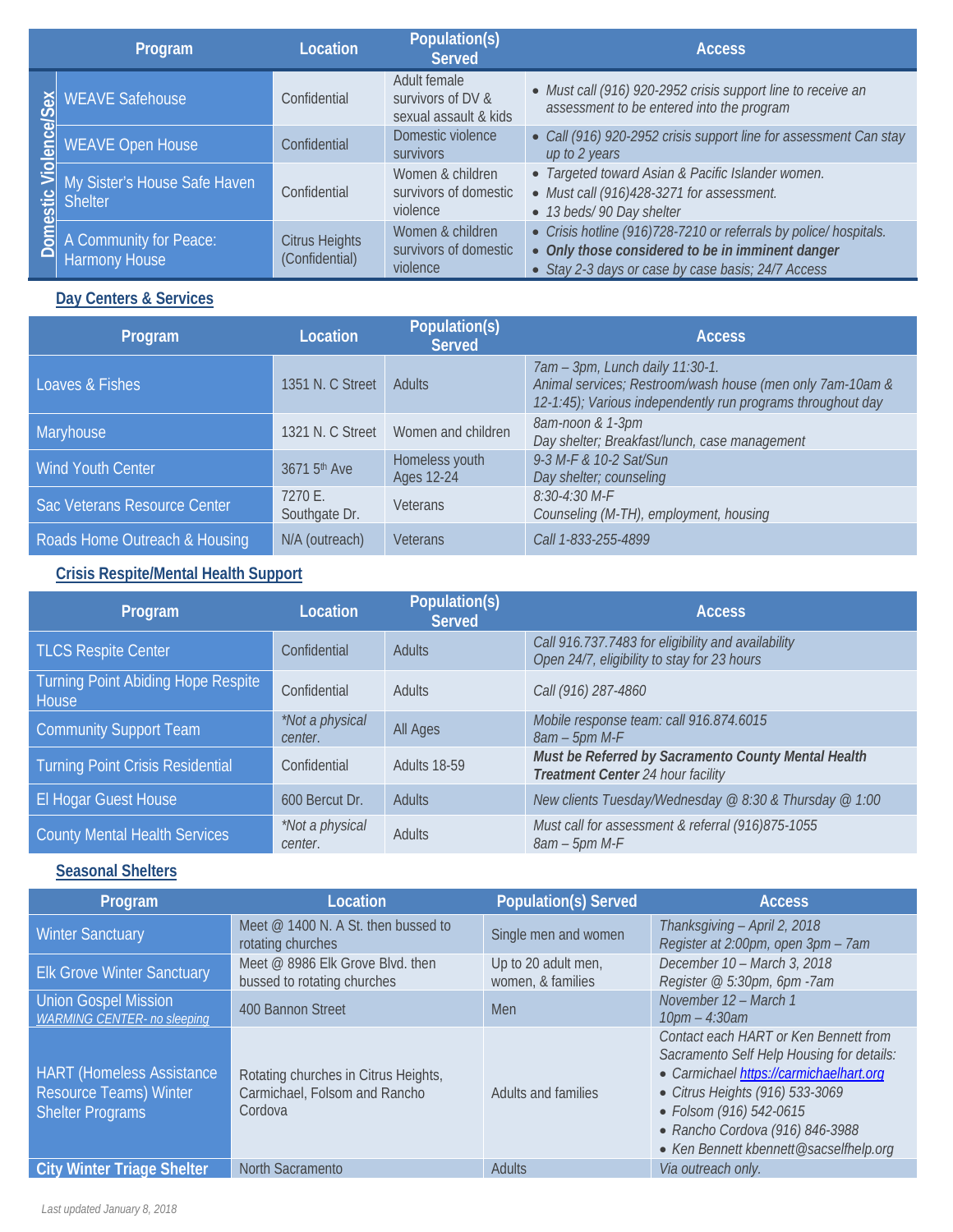| Program | | Location | Population(s) Served | Access |
|---|---|---|---|---|
| Domestic Violence/Sex | WEAVE Safehouse | Confidential | Adult female survivors of DV & sexual assault & kids | • *Must call (916) 920-2952 crisis support line to receive an assessment to be entered into the program* |
| | WEAVE Open House | Confidential | Domestic violence survivors | • *Call (916) 920-2952 crisis support line for assessment Can stay up to 2 years* |
| | My Sister's House Safe Haven Shelter | Confidential | Women & children survivors of domestic violence | • *Targeted toward Asian & Pacific Islander women.* • *Must call (916)428-3271 for assessment.* • *13 beds/ 90 Day shelter* |
| | A Community for Peace: Harmony House | Citrus Heights (Confidential) | Women & children survivors of domestic violence | • *Crisis hotline (916)728-7210 or referrals by police/ hospitals.* • ***Only those considered to be in imminent danger*** • *Stay 2-3 days or case by case basis; 24/7 Access* |

## Day Centers & Services

| Program | Location | Population(s) Served | Access |
|---|---|---|---|
| Loaves & Fishes | 1351 N. C Street | Adults | *7am – 3pm, Lunch daily 11:30-1.* *Animal services; Restroom/wash house (men only 7am-10am & 12-1:45); Various independently run programs throughout day* |
| Maryhouse | 1321 N. C Street | Women and children | *8am-noon & 1-3pm* *Day shelter; Breakfast/lunch, case management* |
| Wind Youth Center | 3671 5th Ave | Homeless youth Ages 12-24 | *9-3 M-F & 10-2 Sat/Sun* *Day shelter; counseling* |
| Sac Veterans Resource Center | 7270 E. Southgate Dr. | Veterans | *8:30-4:30 M-F* *Counseling (M-TH), employment, housing* |
| Roads Home Outreach & Housing | N/A (outreach) | Veterans | *Call 1-833-255-4899* |

## Crisis Respite/Mental Health Support

| Program | Location | Population(s) Served | Access |
|---|---|---|---|
| TLCS Respite Center | Confidential | Adults | *Call 916.737.7483 for eligibility and availability* *Open 24/7, eligibility to stay for 23 hours* |
| Turning Point Abiding Hope Respite House | Confidential | Adults | *Call (916) 287-4860* |
| Community Support Team | *\*Not a physical center.* | All Ages | *Mobile response team: call 916.874.6015* *8am – 5pm M-F* |
| Turning Point Crisis Residential | Confidential | Adults 18-59 | ***Must be Referred by Sacramento County Mental Health Treatment Center*** *24 hour facility* |
| El Hogar Guest House | 600 Bercut Dr. | Adults | *New clients Tuesday/Wednesday @ 8:30 & Thursday @ 1:00* |
| County Mental Health Services | *\*Not a physical center.* | Adults | *Must call for assessment & referral (916)875-1055* *8am – 5pm M-F* |

## Seasonal Shelters

| Program | Location | Population(s) Served | Access |
|---|---|---|---|
| Winter Sanctuary | Meet @ 1400 N. A St. then bussed to rotating churches | Single men and women | *Thanksgiving – April 2, 2018* *Register at 2:00pm, open 3pm – 7am* |
| Elk Grove Winter Sanctuary | Meet @ 8986 Elk Grove Blvd. then bussed to rotating churches | Up to 20 adult men, women, & families | *December 10 – March 3, 2018* *Register @ 5:30pm, 6pm -7am* |
| Union Gospel Mission *WARMING CENTER- no sleeping* | 400 Bannon Street | Men | *November 12 – March 1* *10pm – 4:30am* |
| HART (Homeless Assistance Resource Teams) Winter Shelter Programs | Rotating churches in Citrus Heights, Carmichael, Folsom and Rancho Cordova | Adults and families | *Contact each HART or Ken Bennett from Sacramento Self Help Housing for details:* • *Carmichael https://carmichaelhart.org* • *Citrus Heights (916) 533-3069* • *Folsom (916) 542-0615* • *Rancho Cordova (916) 846-3988* • *Ken Bennett kbennett@sacselfhelp.org* |
| **City Winter Triage Shelter** | North Sacramento | Adults | *Via outreach only.* |

*Last updated January 8, 2018*